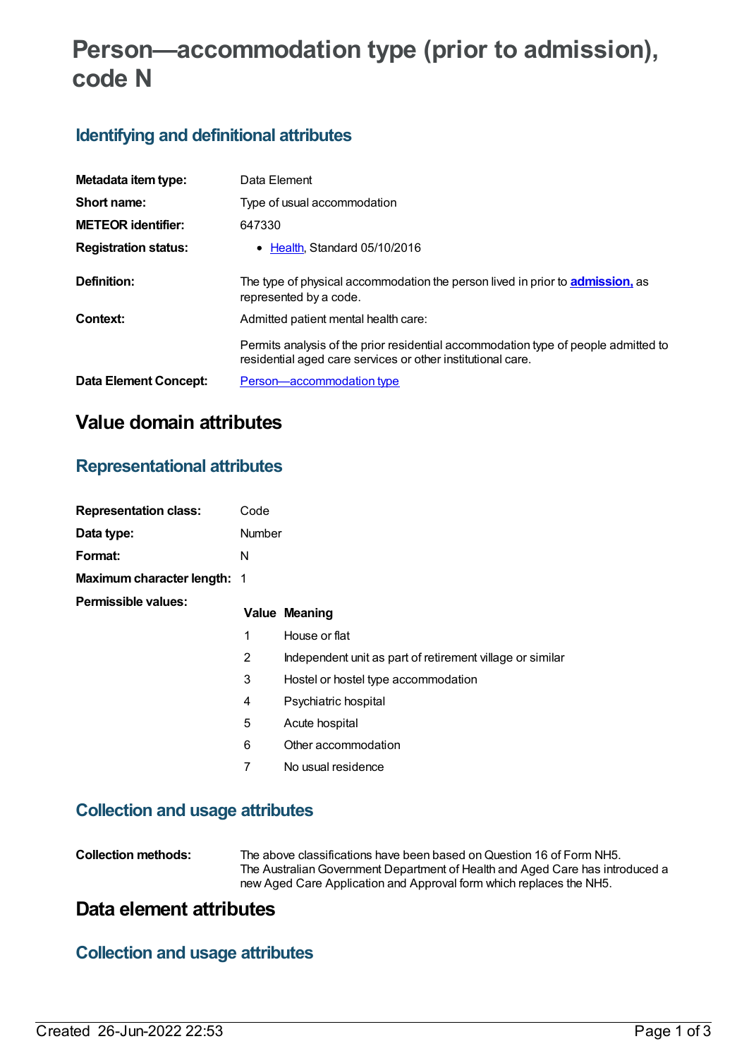# Person—accommodation type (prior to admission), code N

## Identifying and definitional attributes

| | |
|---|---|
| **Metadata item type:** | Data Element |
| **Short name:** | Type of usual accommodation |
| **METEOR identifier:** | 647330 |
| **Registration status:** | • Health, Standard 05/10/2016 |
| **Definition:** | The type of physical accommodation the person lived in prior to **admission,** as represented by a code. |
| **Context:** | Admitted patient mental health care:<br><br>Permits analysis of the prior residential accommodation type of people admitted to residential aged care services or other institutional care. |
| **Data Element Concept:** | Person—accommodation type |

# Value domain attributes

## Representational attributes

| | |
|---|---|
| **Representation class:** | Code |
| **Data type:** | Number |
| **Format:** | N |
| **Maximum character length:** | 1 |

**Permissible values:**

| Value | Meaning |
|---|---|
| 1 | House or flat |
| 2 | Independent unit as part of retirement village or similar |
| 3 | Hostel or hostel type accommodation |
| 4 | Psychiatric hospital |
| 5 | Acute hospital |
| 6 | Other accommodation |
| 7 | No usual residence |

## Collection and usage attributes

**Collection methods:** The above classifications have been based on Question 16 of Form NH5. The Australian Government Department of Health and Aged Care has introduced a new Aged Care Application and Approval form which replaces the NH5.

# Data element attributes

## Collection and usage attributes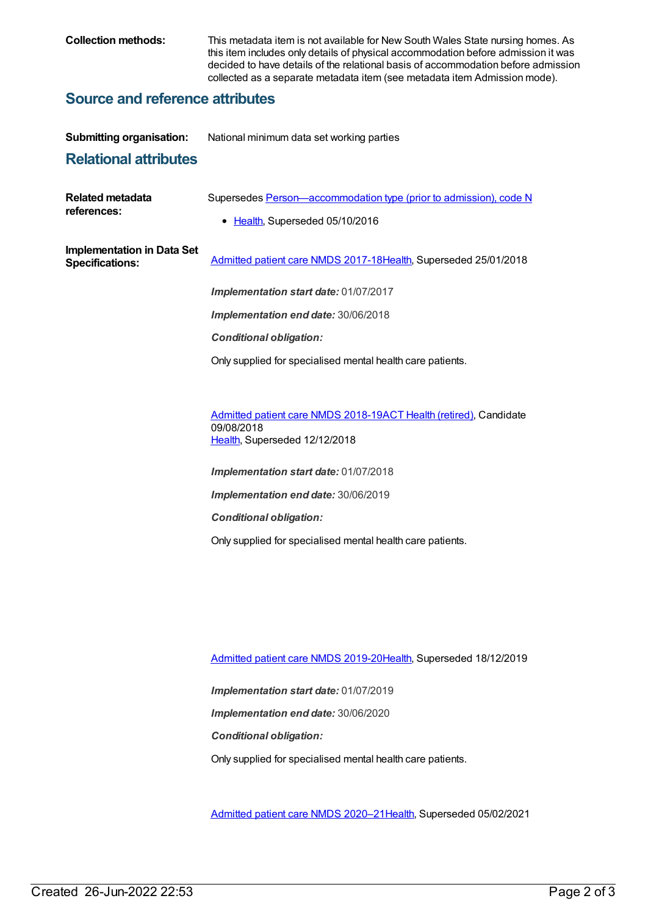**Collection methods:** This metadata item is not available for New South Wales State nursing homes. As this item includes only details of physical accommodation before admission it was decided to have details of the relational basis of accommodation before admission collected as a separate metadata item (see metadata item Admission mode).

## Source and reference attributes

**Submitting organisation:** National minimum data set working parties

## Relational attributes

**Related metadata references:**

Supersedes Person—accommodation type (prior to admission), code N

- Health, Superseded 05/10/2016

**Implementation in Data Set Specifications:**

Admitted patient care NMDS 2017-18Health, Superseded 25/01/2018

***Implementation start date:*** 01/07/2017

***Implementation end date:*** 30/06/2018

***Conditional obligation:***

Only supplied for specialised mental health care patients.

Admitted patient care NMDS 2018-19ACT Health (retired), Candidate 09/08/2018
Health, Superseded 12/12/2018

***Implementation start date:*** 01/07/2018

***Implementation end date:*** 30/06/2019

***Conditional obligation:***

Only supplied for specialised mental health care patients.

Admitted patient care NMDS 2019-20Health, Superseded 18/12/2019

***Implementation start date:*** 01/07/2019

***Implementation end date:*** 30/06/2020

***Conditional obligation:***

Only supplied for specialised mental health care patients.

Admitted patient care NMDS 2020–21Health, Superseded 05/02/2021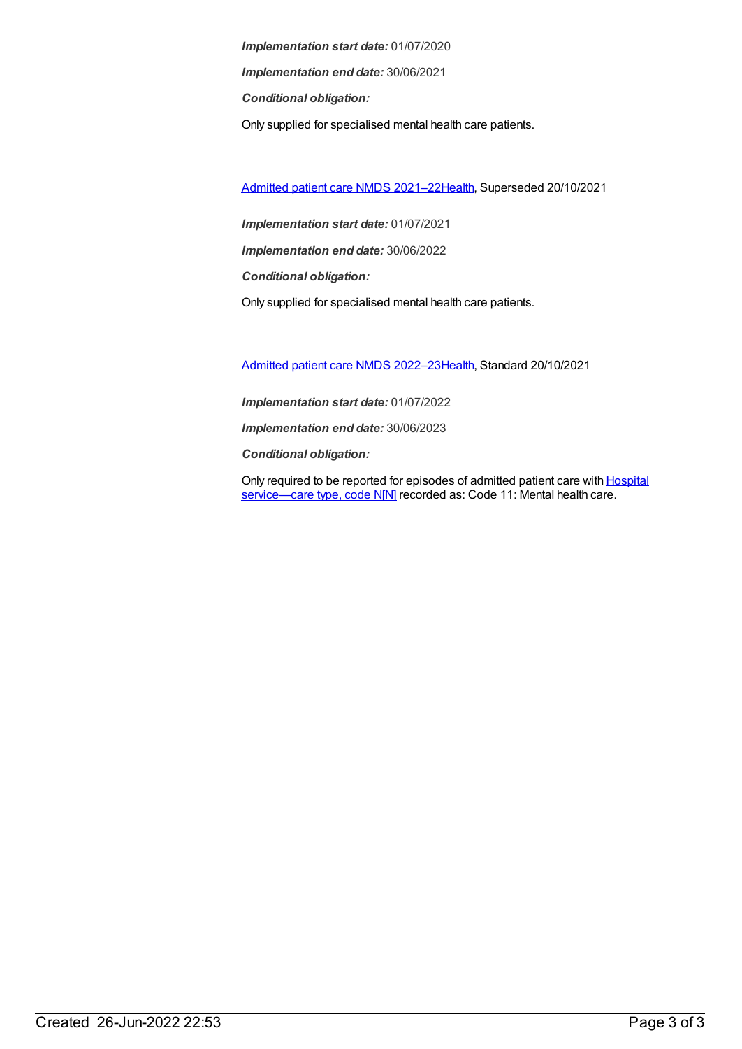***Implementation start date:*** 01/07/2020

***Implementation end date:*** 30/06/2021

***Conditional obligation:***

Only supplied for specialised mental health care patients.

[Admitted patient care NMDS 2021–22Health](#), Superseded 20/10/2021

***Implementation start date:*** 01/07/2021

***Implementation end date:*** 30/06/2022

***Conditional obligation:***

Only supplied for specialised mental health care patients.

[Admitted patient care NMDS 2022–23Health](#), Standard 20/10/2021

***Implementation start date:*** 01/07/2022

***Implementation end date:*** 30/06/2023

***Conditional obligation:***

Only required to be reported for episodes of admitted patient care with [Hospital service—care type, code N[N]](#) recorded as: Code 11: Mental health care.